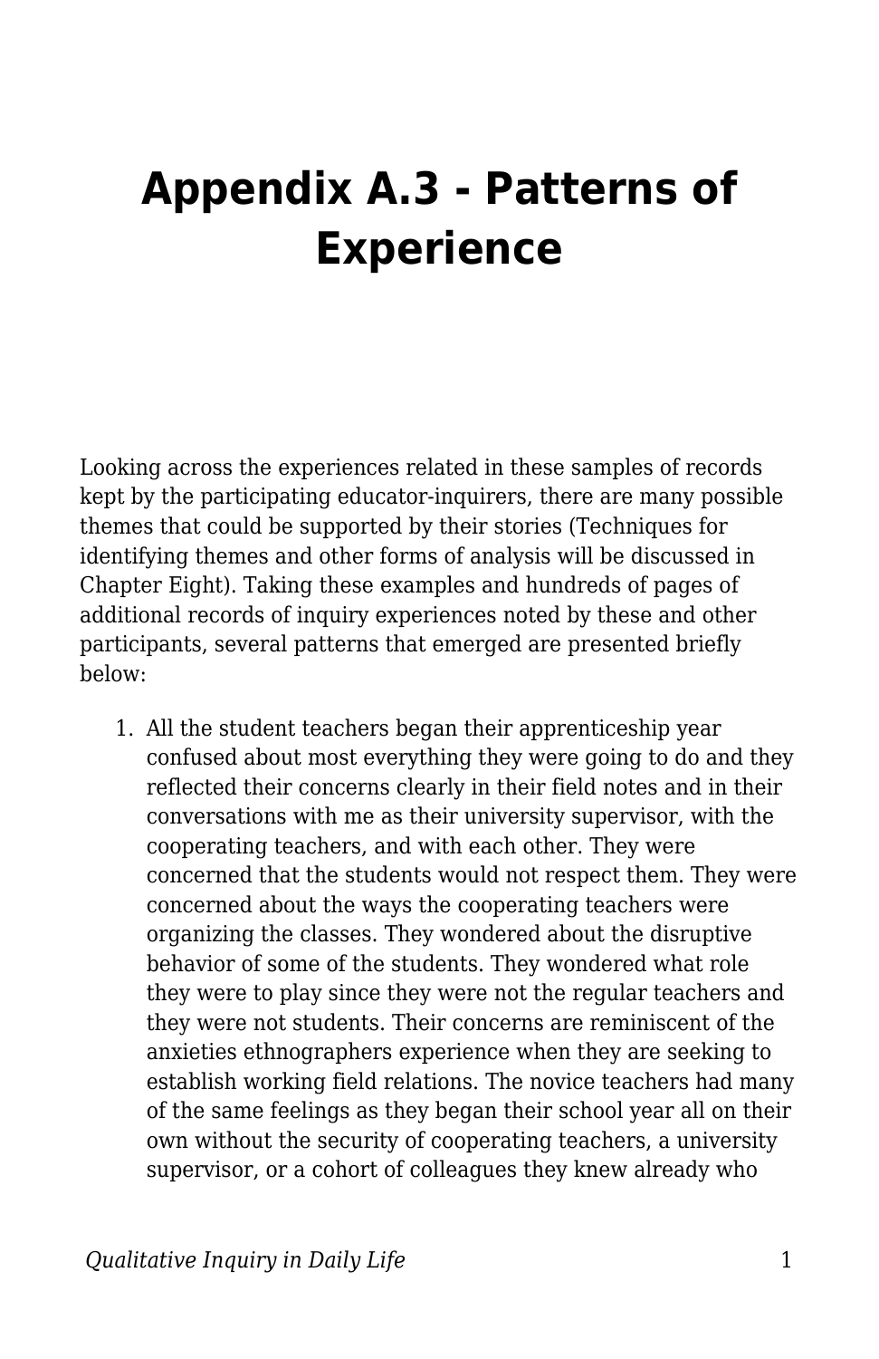# Appendix A.3 - Patterns of Experience

Looking across the experiences related in these samples of records kept by the participating educator-inquirers, there are many possible themes that could be supported by their stories (Techniques for identifying themes and other forms of analysis will be discussed in Chapter Eight). Taking these examples and hundreds of pages of additional records of inquiry experiences noted by these and other participants, several patterns that emerged are presented briefly below:

1. All the student teachers began their apprenticeship year confused about most everything they were going to do and they reflected their concerns clearly in their field notes and in their conversations with me as their university supervisor, with the cooperating teachers, and with each other. They were concerned that the students would not respect them. They were concerned about the ways the cooperating teachers were organizing the classes. They wondered about the disruptive behavior of some of the students. They wondered what role they were to play since they were not the regular teachers and they were not students. Their concerns are reminiscent of the anxieties ethnographers experience when they are seeking to establish working field relations. The novice teachers had many of the same feelings as they began their school year all on their own without the security of cooperating teachers, a university supervisor, or a cohort of colleagues they knew already who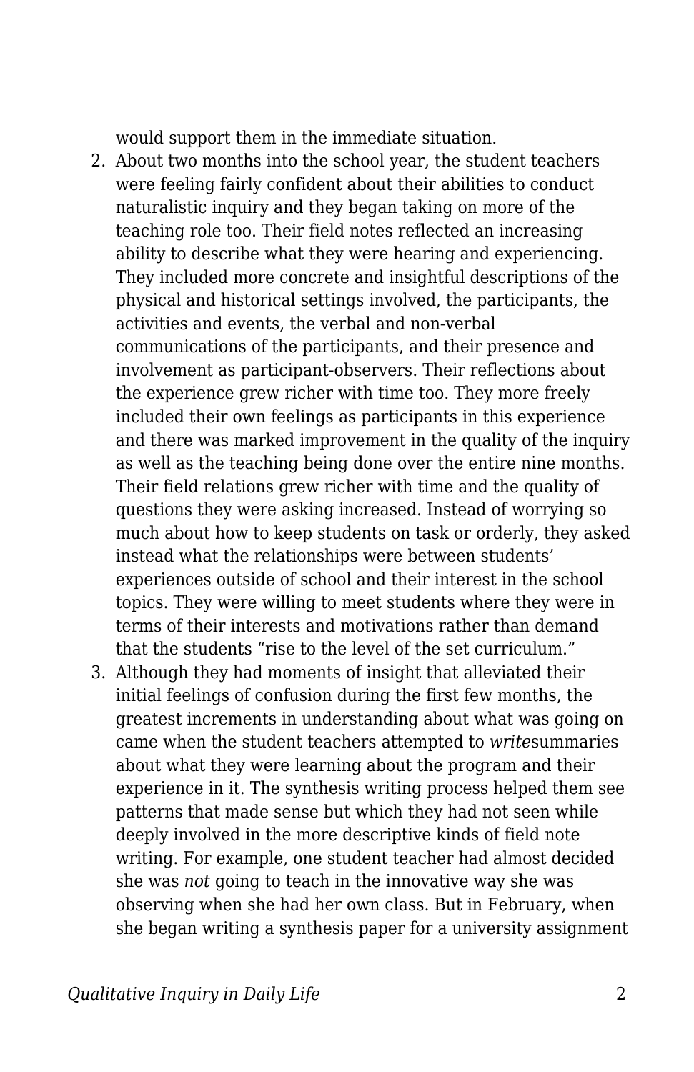would support them in the immediate situation.

2. About two months into the school year, the student teachers were feeling fairly confident about their abilities to conduct naturalistic inquiry and they began taking on more of the teaching role too. Their field notes reflected an increasing ability to describe what they were hearing and experiencing. They included more concrete and insightful descriptions of the physical and historical settings involved, the participants, the activities and events, the verbal and non-verbal communications of the participants, and their presence and involvement as participant-observers. Their reflections about the experience grew richer with time too. They more freely included their own feelings as participants in this experience and there was marked improvement in the quality of the inquiry as well as the teaching being done over the entire nine months. Their field relations grew richer with time and the quality of questions they were asking increased. Instead of worrying so much about how to keep students on task or orderly, they asked instead what the relationships were between students' experiences outside of school and their interest in the school topics. They were willing to meet students where they were in terms of their interests and motivations rather than demand that the students "rise to the level of the set curriculum."
3. Although they had moments of insight that alleviated their initial feelings of confusion during the first few months, the greatest increments in understanding about what was going on came when the student teachers attempted to *write*summaries about what they were learning about the program and their experience in it. The synthesis writing process helped them see patterns that made sense but which they had not seen while deeply involved in the more descriptive kinds of field note writing. For example, one student teacher had almost decided she was *not* going to teach in the innovative way she was observing when she had her own class. But in February, when she began writing a synthesis paper for a university assignment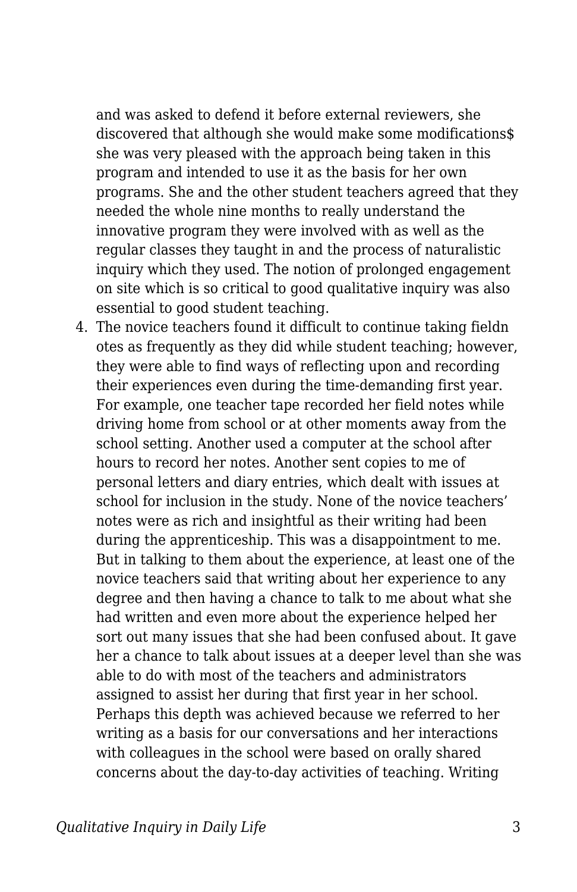and was asked to defend it before external reviewers, she discovered that although she would make some modifications$ she was very pleased with the approach being taken in this program and intended to use it as the basis for her own programs. She and the other student teachers agreed that they needed the whole nine months to really understand the innovative program they were involved with as well as the regular classes they taught in and the process of naturalistic inquiry which they used. The notion of prolonged engagement on site which is so critical to good qualitative inquiry was also essential to good student teaching.

4. The novice teachers found it difficult to continue taking fieldn otes as frequently as they did while student teaching; however, they were able to find ways of reflecting upon and recording their experiences even during the time-demanding first year. For example, one teacher tape recorded her field notes while driving home from school or at other moments away from the school setting. Another used a computer at the school after hours to record her notes. Another sent copies to me of personal letters and diary entries, which dealt with issues at school for inclusion in the study. None of the novice teachers' notes were as rich and insightful as their writing had been during the apprenticeship. This was a disappointment to me. But in talking to them about the experience, at least one of the novice teachers said that writing about her experience to any degree and then having a chance to talk to me about what she had written and even more about the experience helped her sort out many issues that she had been confused about. It gave her a chance to talk about issues at a deeper level than she was able to do with most of the teachers and administrators assigned to assist her during that first year in her school. Perhaps this depth was achieved because we referred to her writing as a basis for our conversations and her interactions with colleagues in the school were based on orally shared concerns about the day-to-day activities of teaching. Writing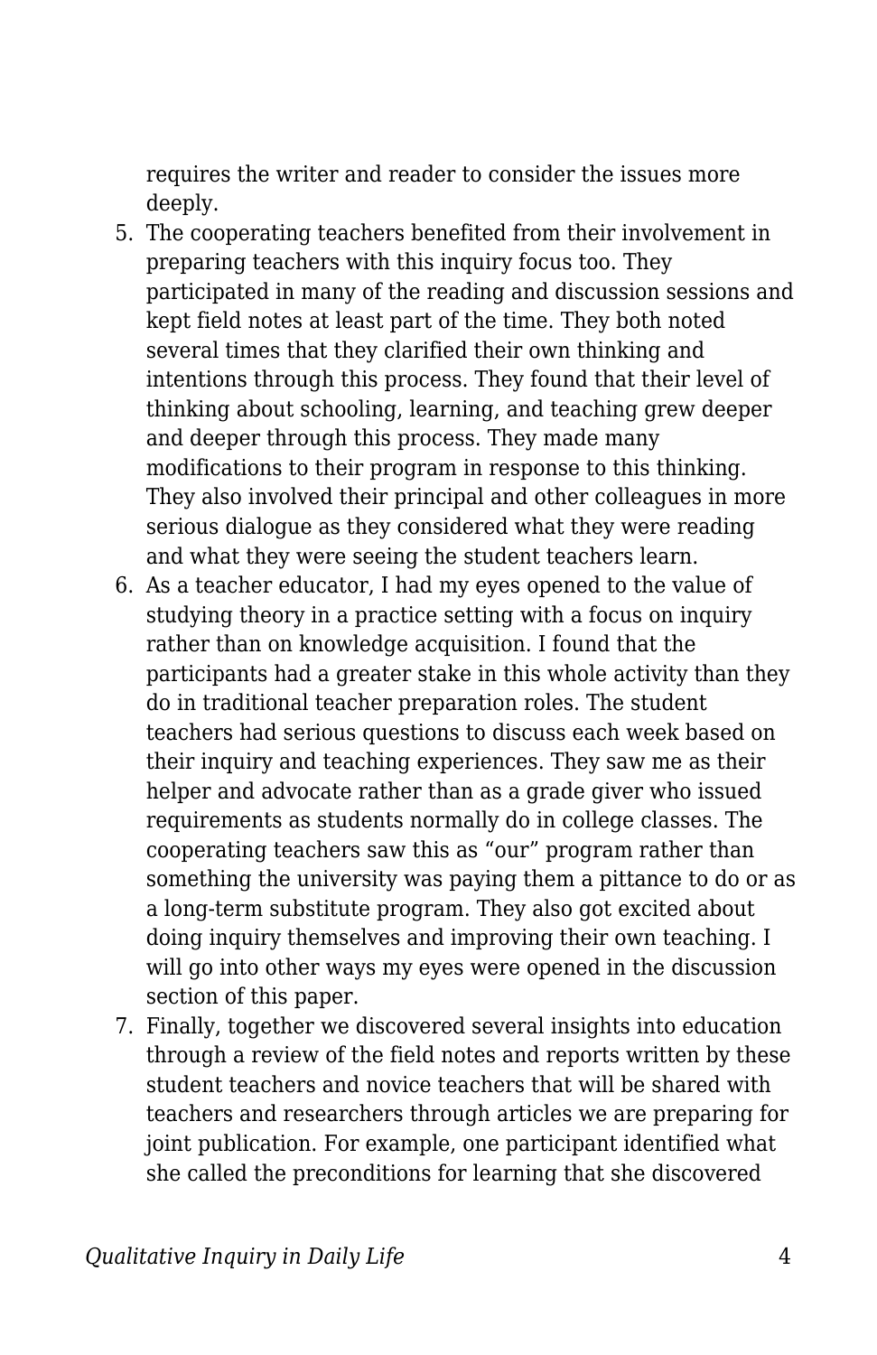requires the writer and reader to consider the issues more deeply.

5. The cooperating teachers benefited from their involvement in preparing teachers with this inquiry focus too. They participated in many of the reading and discussion sessions and kept field notes at least part of the time. They both noted several times that they clarified their own thinking and intentions through this process. They found that their level of thinking about schooling, learning, and teaching grew deeper and deeper through this process. They made many modifications to their program in response to this thinking. They also involved their principal and other colleagues in more serious dialogue as they considered what they were reading and what they were seeing the student teachers learn.
6. As a teacher educator, I had my eyes opened to the value of studying theory in a practice setting with a focus on inquiry rather than on knowledge acquisition. I found that the participants had a greater stake in this whole activity than they do in traditional teacher preparation roles. The student teachers had serious questions to discuss each week based on their inquiry and teaching experiences. They saw me as their helper and advocate rather than as a grade giver who issued requirements as students normally do in college classes. The cooperating teachers saw this as "our" program rather than something the university was paying them a pittance to do or as a long-term substitute program. They also got excited about doing inquiry themselves and improving their own teaching. I will go into other ways my eyes were opened in the discussion section of this paper.
7. Finally, together we discovered several insights into education through a review of the field notes and reports written by these student teachers and novice teachers that will be shared with teachers and researchers through articles we are preparing for joint publication. For example, one participant identified what she called the preconditions for learning that she discovered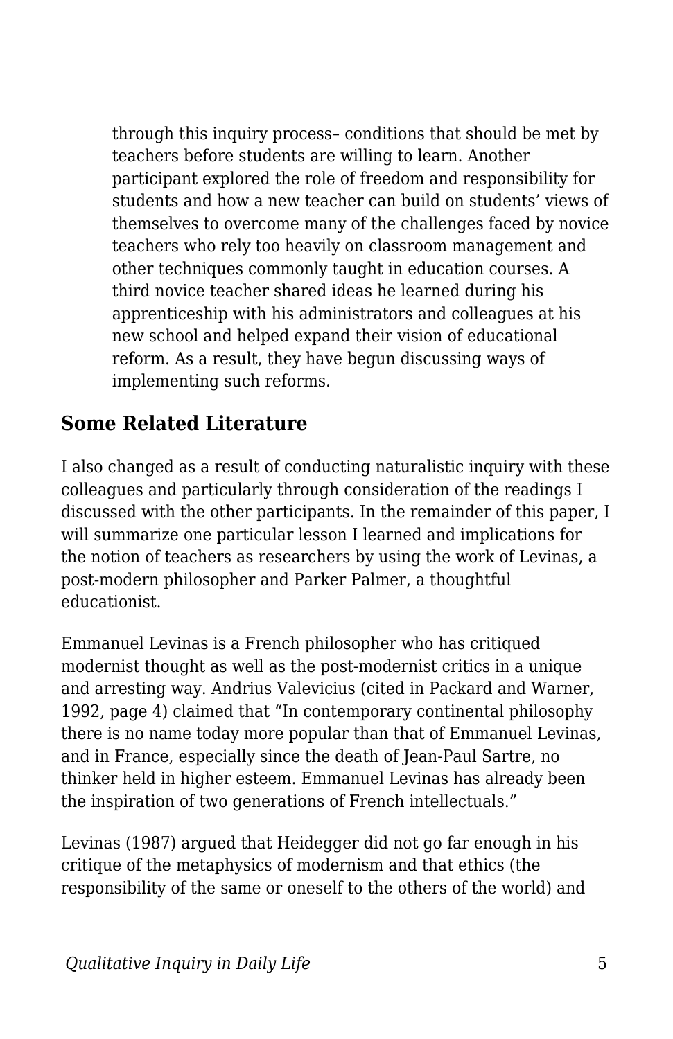through this inquiry process– conditions that should be met by teachers before students are willing to learn. Another participant explored the role of freedom and responsibility for students and how a new teacher can build on students' views of themselves to overcome many of the challenges faced by novice teachers who rely too heavily on classroom management and other techniques commonly taught in education courses. A third novice teacher shared ideas he learned during his apprenticeship with his administrators and colleagues at his new school and helped expand their vision of educational reform. As a result, they have begun discussing ways of implementing such reforms.

## Some Related Literature

I also changed as a result of conducting naturalistic inquiry with these colleagues and particularly through consideration of the readings I discussed with the other participants. In the remainder of this paper, I will summarize one particular lesson I learned and implications for the notion of teachers as researchers by using the work of Levinas, a post-modern philosopher and Parker Palmer, a thoughtful educationist.

Emmanuel Levinas is a French philosopher who has critiqued modernist thought as well as the post-modernist critics in a unique and arresting way. Andrius Valevicius (cited in Packard and Warner, 1992, page 4) claimed that "In contemporary continental philosophy there is no name today more popular than that of Emmanuel Levinas, and in France, especially since the death of Jean-Paul Sartre, no thinker held in higher esteem. Emmanuel Levinas has already been the inspiration of two generations of French intellectuals."

Levinas (1987) argued that Heidegger did not go far enough in his critique of the metaphysics of modernism and that ethics (the responsibility of the same or oneself to the others of the world) and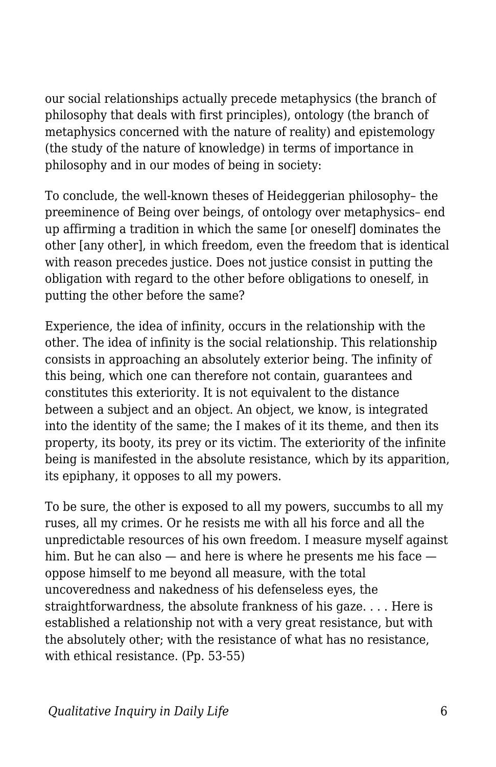our social relationships actually precede metaphysics (the branch of philosophy that deals with first principles), ontology (the branch of metaphysics concerned with the nature of reality) and epistemology (the study of the nature of knowledge) in terms of importance in philosophy and in our modes of being in society:

To conclude, the well-known theses of Heideggerian philosophy– the preeminence of Being over beings, of ontology over metaphysics– end up affirming a tradition in which the same [or oneself] dominates the other [any other], in which freedom, even the freedom that is identical with reason precedes justice. Does not justice consist in putting the obligation with regard to the other before obligations to oneself, in putting the other before the same?

Experience, the idea of infinity, occurs in the relationship with the other. The idea of infinity is the social relationship. This relationship consists in approaching an absolutely exterior being. The infinity of this being, which one can therefore not contain, guarantees and constitutes this exteriority. It is not equivalent to the distance between a subject and an object. An object, we know, is integrated into the identity of the same; the I makes of it its theme, and then its property, its booty, its prey or its victim. The exteriority of the infinite being is manifested in the absolute resistance, which by its apparition, its epiphany, it opposes to all my powers.

To be sure, the other is exposed to all my powers, succumbs to all my ruses, all my crimes. Or he resists me with all his force and all the unpredictable resources of his own freedom. I measure myself against him. But he can also — and here is where he presents me his face — oppose himself to me beyond all measure, with the total uncoveredness and nakedness of his defenseless eyes, the straightforwardness, the absolute frankness of his gaze. . . . Here is established a relationship not with a very great resistance, but with the absolutely other; with the resistance of what has no resistance, with ethical resistance. (Pp. 53-55)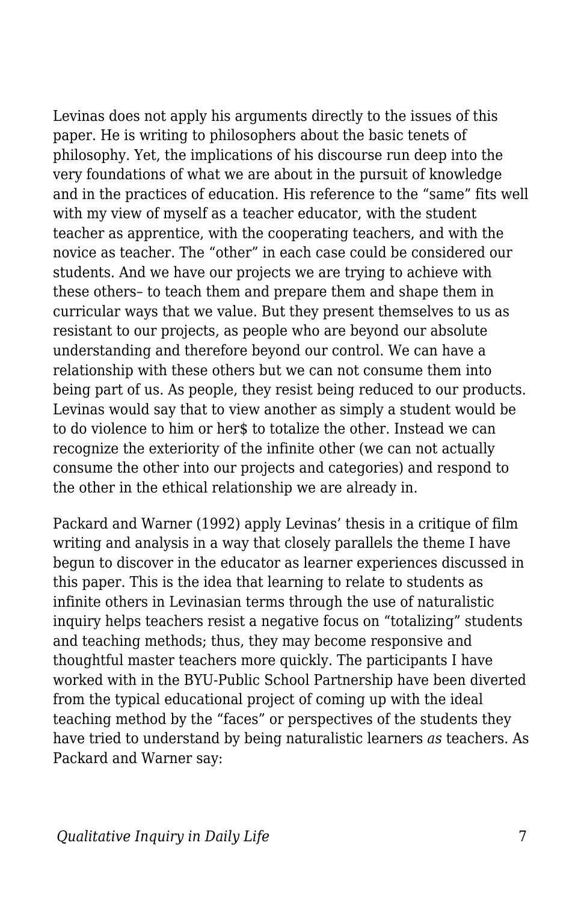Levinas does not apply his arguments directly to the issues of this paper. He is writing to philosophers about the basic tenets of philosophy. Yet, the implications of his discourse run deep into the very foundations of what we are about in the pursuit of knowledge and in the practices of education. His reference to the “same” fits well with my view of myself as a teacher educator, with the student teacher as apprentice, with the cooperating teachers, and with the novice as teacher. The “other” in each case could be considered our students. And we have our projects we are trying to achieve with these others– to teach them and prepare them and shape them in curricular ways that we value. But they present themselves to us as resistant to our projects, as people who are beyond our absolute understanding and therefore beyond our control. We can have a relationship with these others but we can not consume them into being part of us. As people, they resist being reduced to our products. Levinas would say that to view another as simply a student would be to do violence to him or her$ to totalize the other. Instead we can recognize the exteriority of the infinite other (we can not actually consume the other into our projects and categories) and respond to the other in the ethical relationship we are already in.

Packard and Warner (1992) apply Levinas’ thesis in a critique of film writing and analysis in a way that closely parallels the theme I have begun to discover in the educator as learner experiences discussed in this paper. This is the idea that learning to relate to students as infinite others in Levinasian terms through the use of naturalistic inquiry helps teachers resist a negative focus on “totalizing” students and teaching methods; thus, they may become responsive and thoughtful master teachers more quickly. The participants I have worked with in the BYU-Public School Partnership have been diverted from the typical educational project of coming up with the ideal teaching method by the “faces” or perspectives of the students they have tried to understand by being naturalistic learners *as* teachers. As Packard and Warner say: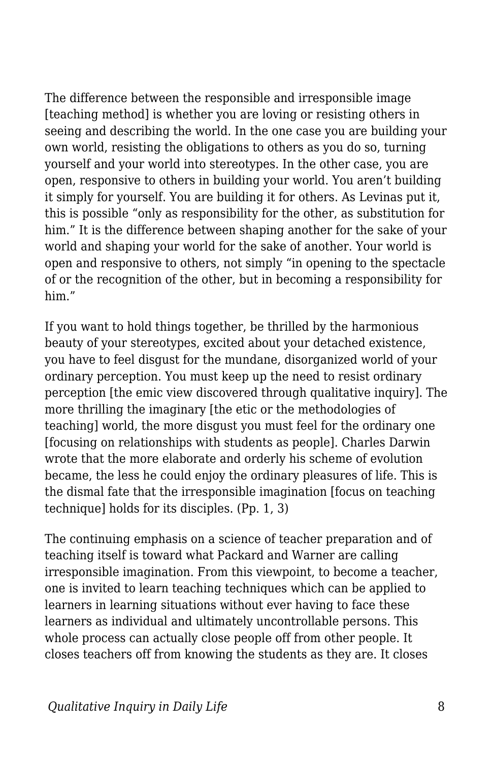The difference between the responsible and irresponsible image [teaching method] is whether you are loving or resisting others in seeing and describing the world. In the one case you are building your own world, resisting the obligations to others as you do so, turning yourself and your world into stereotypes. In the other case, you are open, responsive to others in building your world. You aren't building it simply for yourself. You are building it for others. As Levinas put it, this is possible "only as responsibility for the other, as substitution for him." It is the difference between shaping another for the sake of your world and shaping your world for the sake of another. Your world is open and responsive to others, not simply "in opening to the spectacle of or the recognition of the other, but in becoming a responsibility for him."

If you want to hold things together, be thrilled by the harmonious beauty of your stereotypes, excited about your detached existence, you have to feel disgust for the mundane, disorganized world of your ordinary perception. You must keep up the need to resist ordinary perception [the emic view discovered through qualitative inquiry]. The more thrilling the imaginary [the etic or the methodologies of teaching] world, the more disgust you must feel for the ordinary one [focusing on relationships with students as people]. Charles Darwin wrote that the more elaborate and orderly his scheme of evolution became, the less he could enjoy the ordinary pleasures of life. This is the dismal fate that the irresponsible imagination [focus on teaching technique] holds for its disciples. (Pp. 1, 3)

The continuing emphasis on a science of teacher preparation and of teaching itself is toward what Packard and Warner are calling irresponsible imagination. From this viewpoint, to become a teacher, one is invited to learn teaching techniques which can be applied to learners in learning situations without ever having to face these learners as individual and ultimately uncontrollable persons. This whole process can actually close people off from other people. It closes teachers off from knowing the students as they are. It closes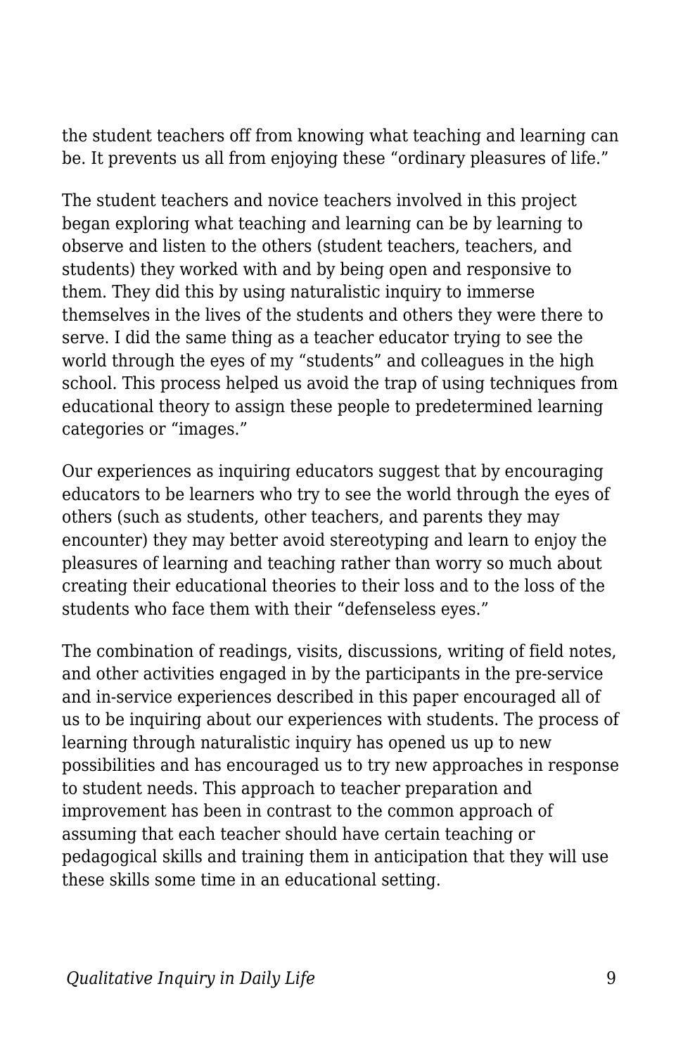the student teachers off from knowing what teaching and learning can be. It prevents us all from enjoying these "ordinary pleasures of life."

The student teachers and novice teachers involved in this project began exploring what teaching and learning can be by learning to observe and listen to the others (student teachers, teachers, and students) they worked with and by being open and responsive to them. They did this by using naturalistic inquiry to immerse themselves in the lives of the students and others they were there to serve. I did the same thing as a teacher educator trying to see the world through the eyes of my "students" and colleagues in the high school. This process helped us avoid the trap of using techniques from educational theory to assign these people to predetermined learning categories or "images."

Our experiences as inquiring educators suggest that by encouraging educators to be learners who try to see the world through the eyes of others (such as students, other teachers, and parents they may encounter) they may better avoid stereotyping and learn to enjoy the pleasures of learning and teaching rather than worry so much about creating their educational theories to their loss and to the loss of the students who face them with their "defenseless eyes."

The combination of readings, visits, discussions, writing of field notes, and other activities engaged in by the participants in the pre-service and in-service experiences described in this paper encouraged all of us to be inquiring about our experiences with students. The process of learning through naturalistic inquiry has opened us up to new possibilities and has encouraged us to try new approaches in response to student needs. This approach to teacher preparation and improvement has been in contrast to the common approach of assuming that each teacher should have certain teaching or pedagogical skills and training them in anticipation that they will use these skills some time in an educational setting.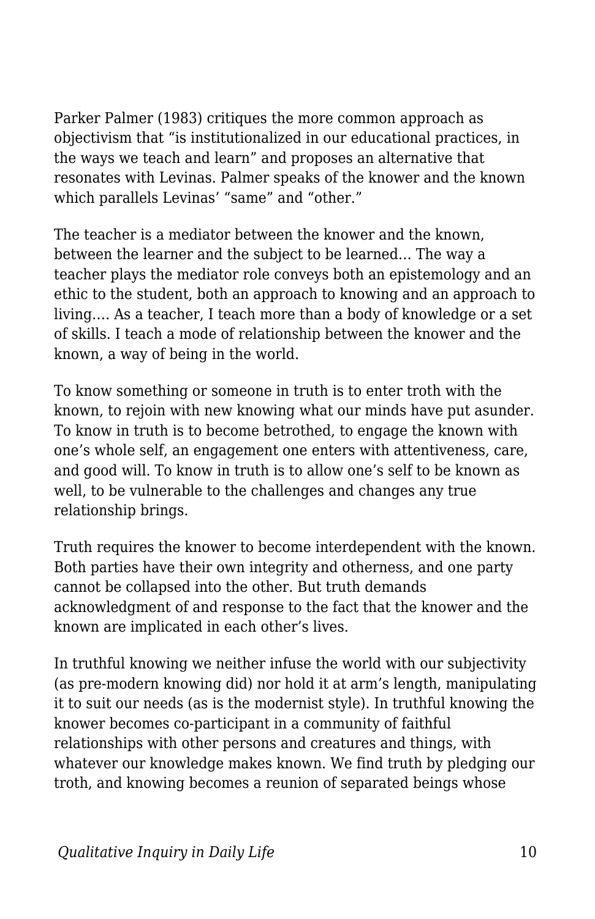Parker Palmer (1983) critiques the more common approach as objectivism that "is institutionalized in our educational practices, in the ways we teach and learn" and proposes an alternative that resonates with Levinas. Palmer speaks of the knower and the known which parallels Levinas' "same" and "other."

The teacher is a mediator between the knower and the known, between the learner and the subject to be learned… The way a teacher plays the mediator role conveys both an epistemology and an ethic to the student, both an approach to knowing and an approach to living…. As a teacher, I teach more than a body of knowledge or a set of skills. I teach a mode of relationship between the knower and the known, a way of being in the world.

To know something or someone in truth is to enter troth with the known, to rejoin with new knowing what our minds have put asunder. To know in truth is to become betrothed, to engage the known with one's whole self, an engagement one enters with attentiveness, care, and good will. To know in truth is to allow one's self to be known as well, to be vulnerable to the challenges and changes any true relationship brings.

Truth requires the knower to become interdependent with the known. Both parties have their own integrity and otherness, and one party cannot be collapsed into the other. But truth demands acknowledgment of and response to the fact that the knower and the known are implicated in each other's lives.

In truthful knowing we neither infuse the world with our subjectivity (as pre-modern knowing did) nor hold it at arm's length, manipulating it to suit our needs (as is the modernist style). In truthful knowing the knower becomes co-participant in a community of faithful relationships with other persons and creatures and things, with whatever our knowledge makes known. We find truth by pledging our troth, and knowing becomes a reunion of separated beings whose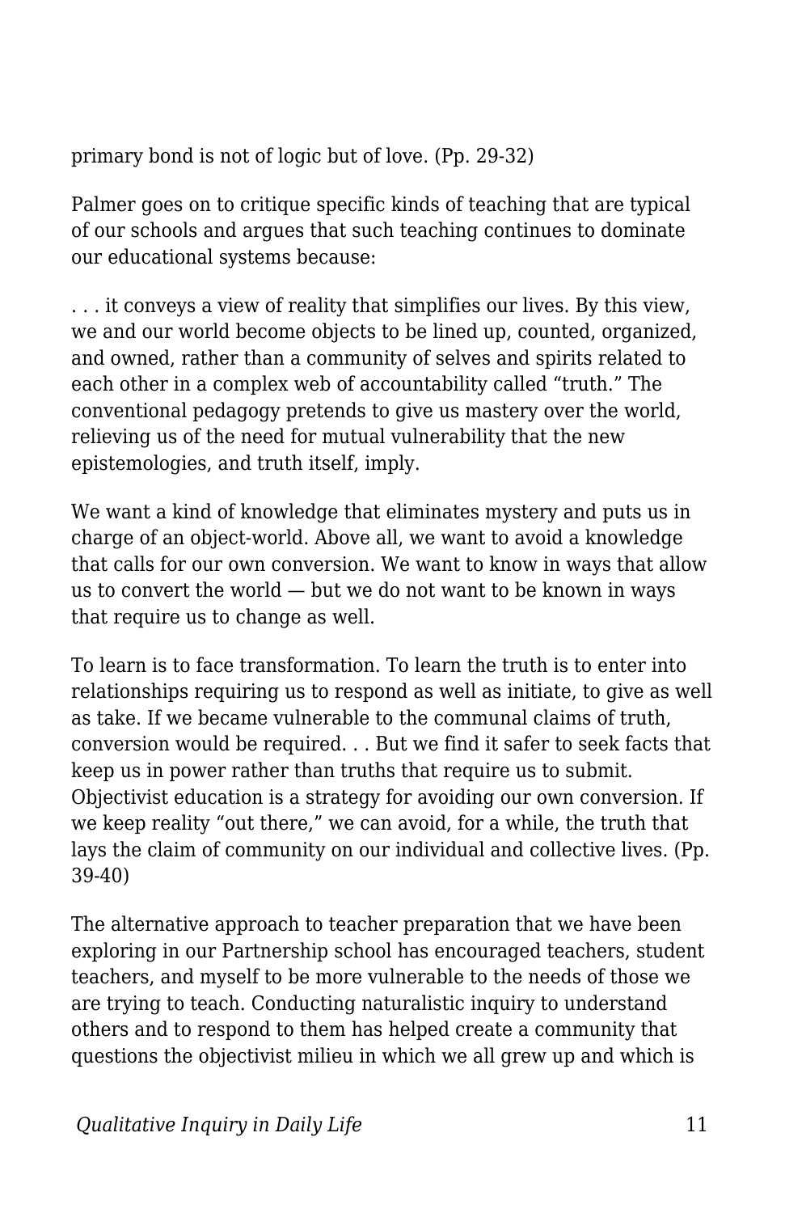primary bond is not of logic but of love. (Pp. 29-32)

Palmer goes on to critique specific kinds of teaching that are typical of our schools and argues that such teaching continues to dominate our educational systems because:

. . . it conveys a view of reality that simplifies our lives. By this view, we and our world become objects to be lined up, counted, organized, and owned, rather than a community of selves and spirits related to each other in a complex web of accountability called "truth." The conventional pedagogy pretends to give us mastery over the world, relieving us of the need for mutual vulnerability that the new epistemologies, and truth itself, imply.

We want a kind of knowledge that eliminates mystery and puts us in charge of an object-world. Above all, we want to avoid a knowledge that calls for our own conversion. We want to know in ways that allow us to convert the world — but we do not want to be known in ways that require us to change as well.

To learn is to face transformation. To learn the truth is to enter into relationships requiring us to respond as well as initiate, to give as well as take. If we became vulnerable to the communal claims of truth, conversion would be required. . . But we find it safer to seek facts that keep us in power rather than truths that require us to submit. Objectivist education is a strategy for avoiding our own conversion. If we keep reality "out there," we can avoid, for a while, the truth that lays the claim of community on our individual and collective lives. (Pp. 39-40)

The alternative approach to teacher preparation that we have been exploring in our Partnership school has encouraged teachers, student teachers, and myself to be more vulnerable to the needs of those we are trying to teach. Conducting naturalistic inquiry to understand others and to respond to them has helped create a community that questions the objectivist milieu in which we all grew up and which is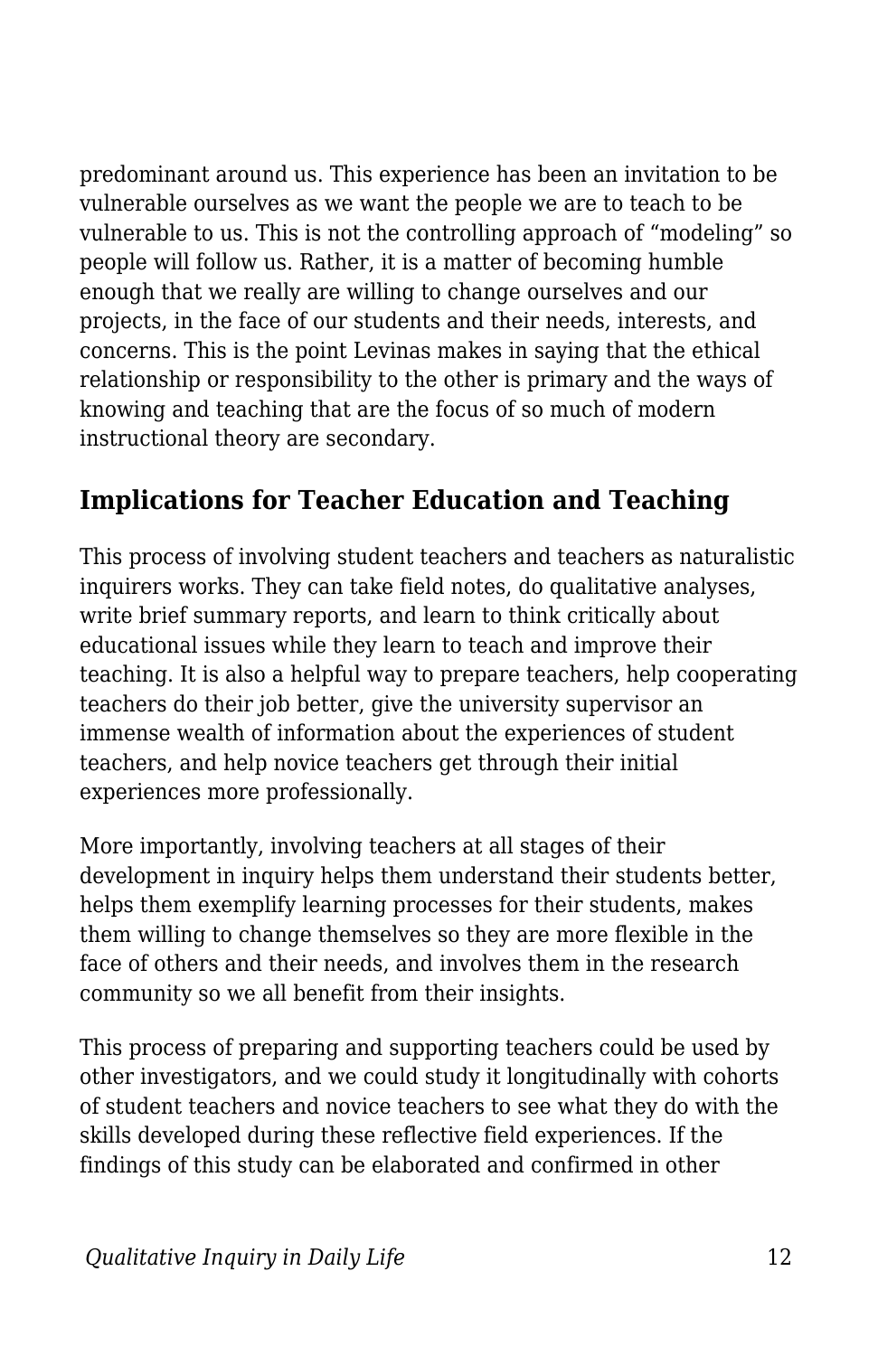predominant around us. This experience has been an invitation to be vulnerable ourselves as we want the people we are to teach to be vulnerable to us. This is not the controlling approach of “modeling” so people will follow us. Rather, it is a matter of becoming humble enough that we really are willing to change ourselves and our projects, in the face of our students and their needs, interests, and concerns. This is the point Levinas makes in saying that the ethical relationship or responsibility to the other is primary and the ways of knowing and teaching that are the focus of so much of modern instructional theory are secondary.

## Implications for Teacher Education and Teaching

This process of involving student teachers and teachers as naturalistic inquirers works. They can take field notes, do qualitative analyses, write brief summary reports, and learn to think critically about educational issues while they learn to teach and improve their teaching. It is also a helpful way to prepare teachers, help cooperating teachers do their job better, give the university supervisor an immense wealth of information about the experiences of student teachers, and help novice teachers get through their initial experiences more professionally.

More importantly, involving teachers at all stages of their development in inquiry helps them understand their students better, helps them exemplify learning processes for their students, makes them willing to change themselves so they are more flexible in the face of others and their needs, and involves them in the research community so we all benefit from their insights.

This process of preparing and supporting teachers could be used by other investigators, and we could study it longitudinally with cohorts of student teachers and novice teachers to see what they do with the skills developed during these reflective field experiences. If the findings of this study can be elaborated and confirmed in other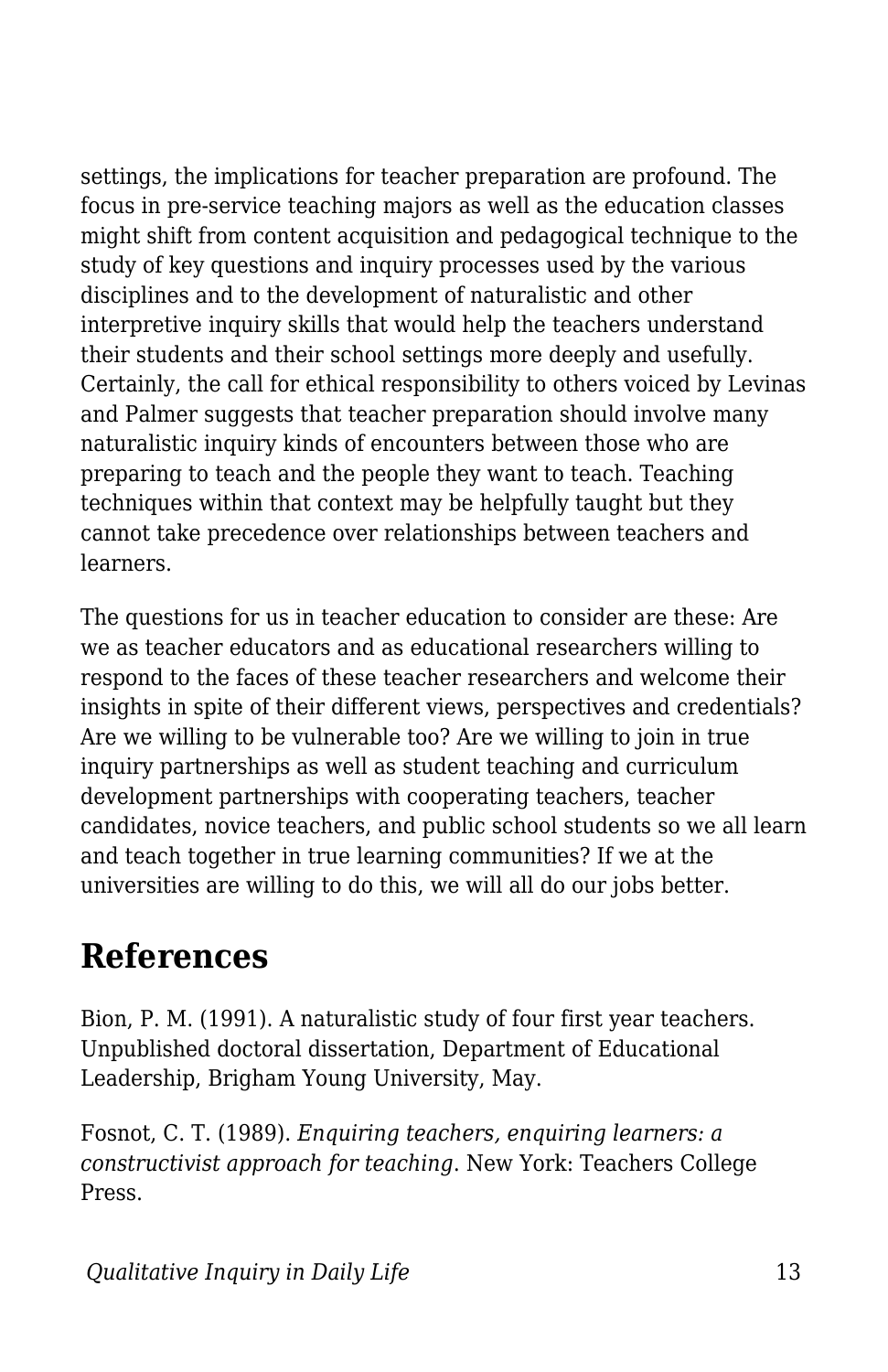settings, the implications for teacher preparation are profound. The focus in pre-service teaching majors as well as the education classes might shift from content acquisition and pedagogical technique to the study of key questions and inquiry processes used by the various disciplines and to the development of naturalistic and other interpretive inquiry skills that would help the teachers understand their students and their school settings more deeply and usefully. Certainly, the call for ethical responsibility to others voiced by Levinas and Palmer suggests that teacher preparation should involve many naturalistic inquiry kinds of encounters between those who are preparing to teach and the people they want to teach. Teaching techniques within that context may be helpfully taught but they cannot take precedence over relationships between teachers and learners.

The questions for us in teacher education to consider are these: Are we as teacher educators and as educational researchers willing to respond to the faces of these teacher researchers and welcome their insights in spite of their different views, perspectives and credentials? Are we willing to be vulnerable too? Are we willing to join in true inquiry partnerships as well as student teaching and curriculum development partnerships with cooperating teachers, teacher candidates, novice teachers, and public school students so we all learn and teach together in true learning communities? If we at the universities are willing to do this, we will all do our jobs better.

## References

Bion, P. M. (1991). A naturalistic study of four first year teachers. Unpublished doctoral dissertation, Department of Educational Leadership, Brigham Young University, May.

Fosnot, C. T. (1989). *Enquiring teachers, enquiring learners: a constructivist approach for teaching*. New York: Teachers College Press.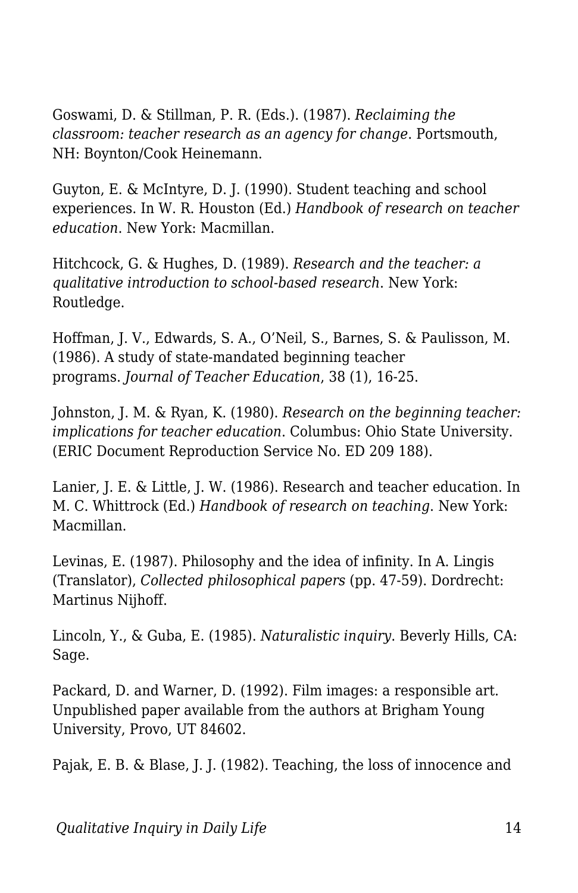Goswami, D. & Stillman, P. R. (Eds.). (1987). *Reclaiming the classroom: teacher research as an agency for change*. Portsmouth, NH: Boynton/Cook Heinemann.

Guyton, E. & McIntyre, D. J. (1990). Student teaching and school experiences. In W. R. Houston (Ed.) *Handbook of research on teacher education*. New York: Macmillan.

Hitchcock, G. & Hughes, D. (1989). *Research and the teacher: a qualitative introduction to school-based research*. New York: Routledge.

Hoffman, J. V., Edwards, S. A., O'Neil, S., Barnes, S. & Paulisson, M. (1986). A study of state-mandated beginning teacher programs. *Journal of Teacher Education*, 38 (1), 16-25.

Johnston, J. M. & Ryan, K. (1980). *Research on the beginning teacher: implications for teacher education*. Columbus: Ohio State University. (ERIC Document Reproduction Service No. ED 209 188).

Lanier, J. E. & Little, J. W. (1986). Research and teacher education. In M. C. Whittrock (Ed.) *Handbook of research on teaching*. New York: Macmillan.

Levinas, E. (1987). Philosophy and the idea of infinity. In A. Lingis (Translator), *Collected philosophical papers* (pp. 47-59). Dordrecht: Martinus Nijhoff.

Lincoln, Y., & Guba, E. (1985). *Naturalistic inquiry*. Beverly Hills, CA: Sage.

Packard, D. and Warner, D. (1992). Film images: a responsible art. Unpublished paper available from the authors at Brigham Young University, Provo, UT 84602.

Pajak, E. B. & Blase, J. J. (1982). Teaching, the loss of innocence and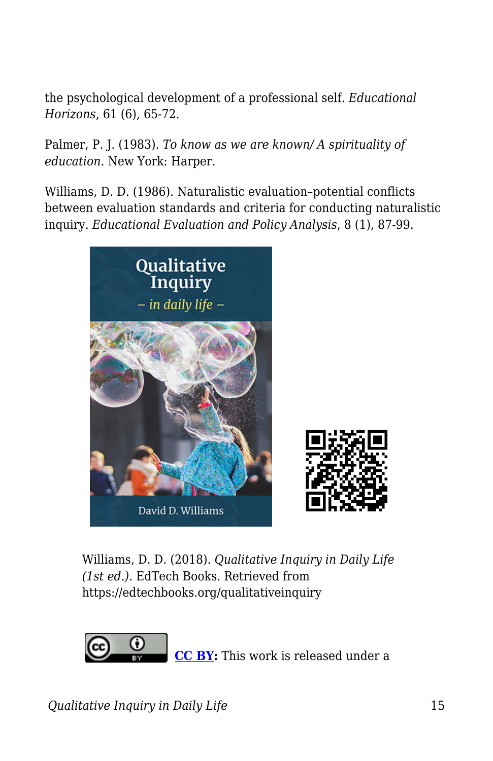the psychological development of a professional self. *Educational Horizons*, 61 (6), 65-72.

Palmer, P. J. (1983). *To know as we are known/ A spirituality of education*. New York: Harper.

Williams, D. D. (1986). Naturalistic evaluation–potential conflicts between evaluation standards and criteria for conducting naturalistic inquiry. *Educational Evaluation and Policy Analysis*, 8 (1), 87-99.

Williams, D. D. (2018). *Qualitative Inquiry in Daily Life (1st ed.)*. EdTech Books. Retrieved from https://edtechbooks.org/qualitativeinquiry

**CC BY:** This work is released under a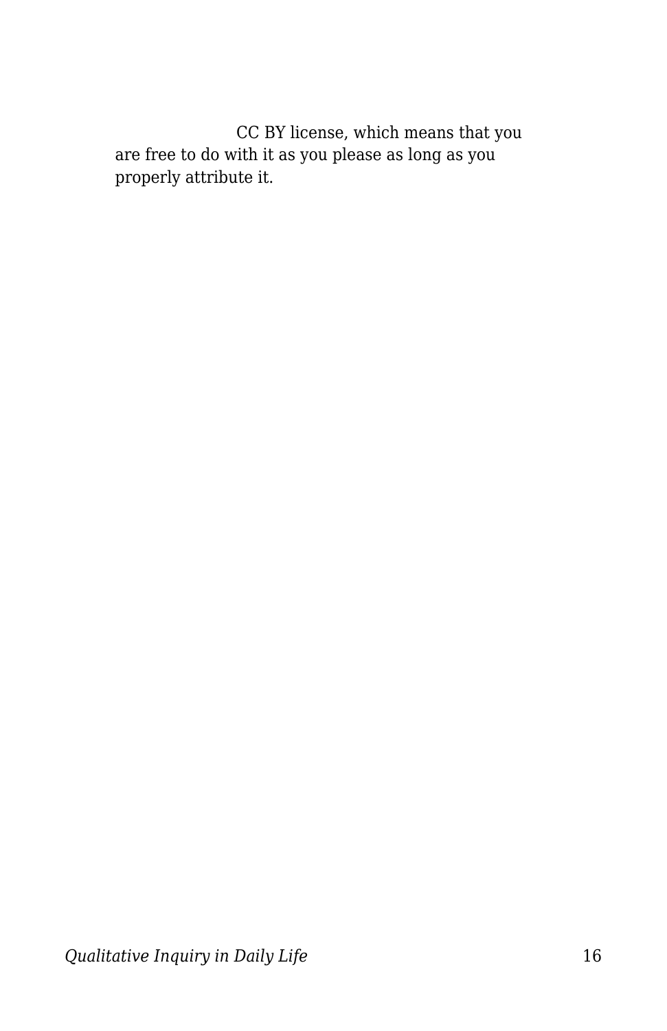CC BY license, which means that you are free to do with it as you please as long as you properly attribute it.